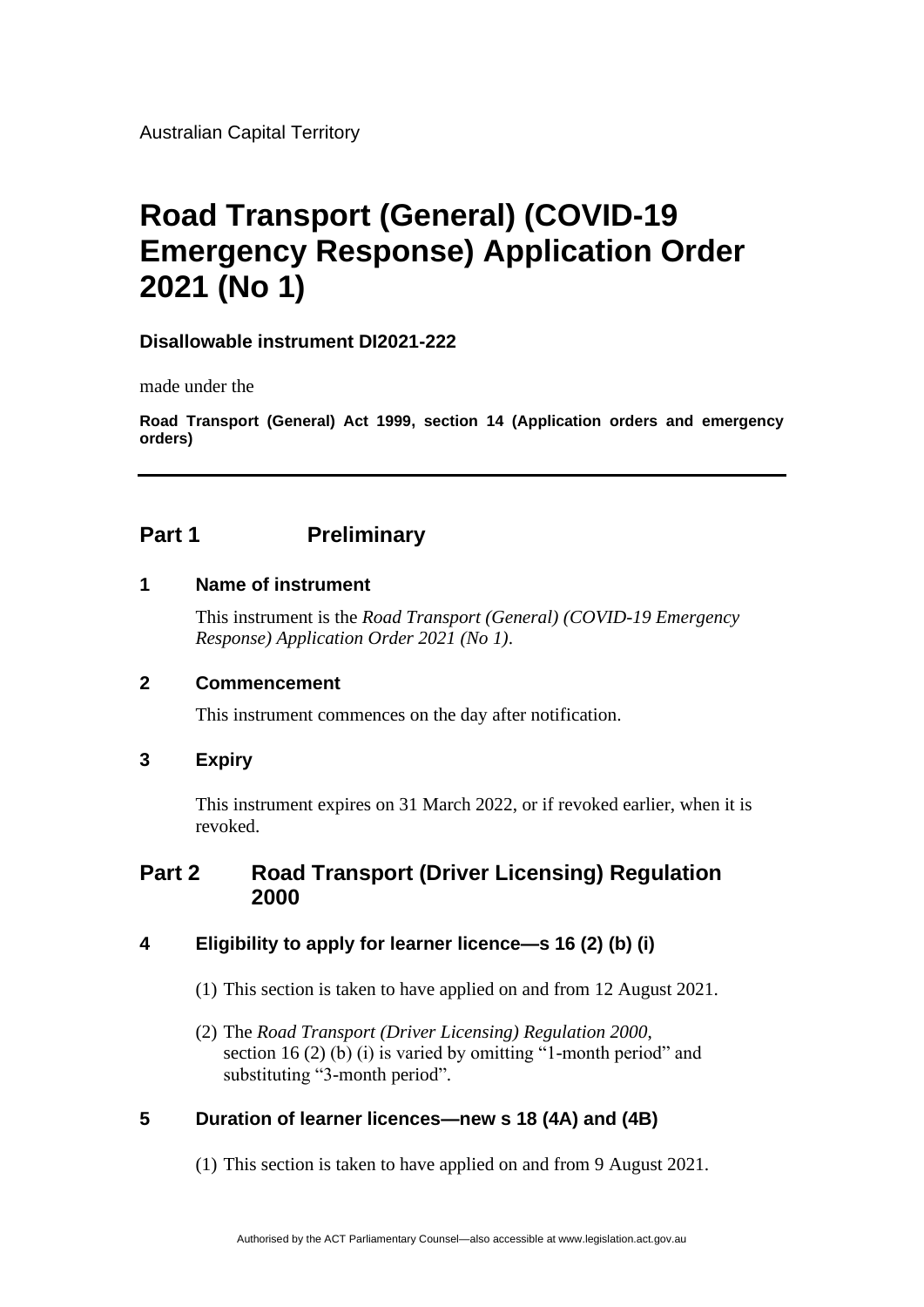Australian Capital Territory

# Road Transport (General) (COVID-19 Emergency Response) Application Order 2021 (No 1)

**Disallowable instrument DI2021-222**

made under the

**Road Transport (General) Act 1999, section 14 (Application orders and emergency orders)**

---

## Part 1 Preliminary

### 1 Name of instrument

This instrument is the *Road Transport (General) (COVID-19 Emergency Response) Application Order 2021 (No 1)*.

### 2 Commencement

This instrument commences on the day after notification.

### 3 Expiry

This instrument expires on 31 March 2022, or if revoked earlier, when it is revoked.

## Part 2 Road Transport (Driver Licensing) Regulation 2000

### 4 Eligibility to apply for learner licence—s 16 (2) (b) (i)

(1) This section is taken to have applied on and from 12 August 2021.

(2) The *Road Transport (Driver Licensing) Regulation 2000*, section 16 (2) (b) (i) is varied by omitting "1-month period" and substituting "3-month period".

### 5 Duration of learner licences—new s 18 (4A) and (4B)

(1) This section is taken to have applied on and from 9 August 2021.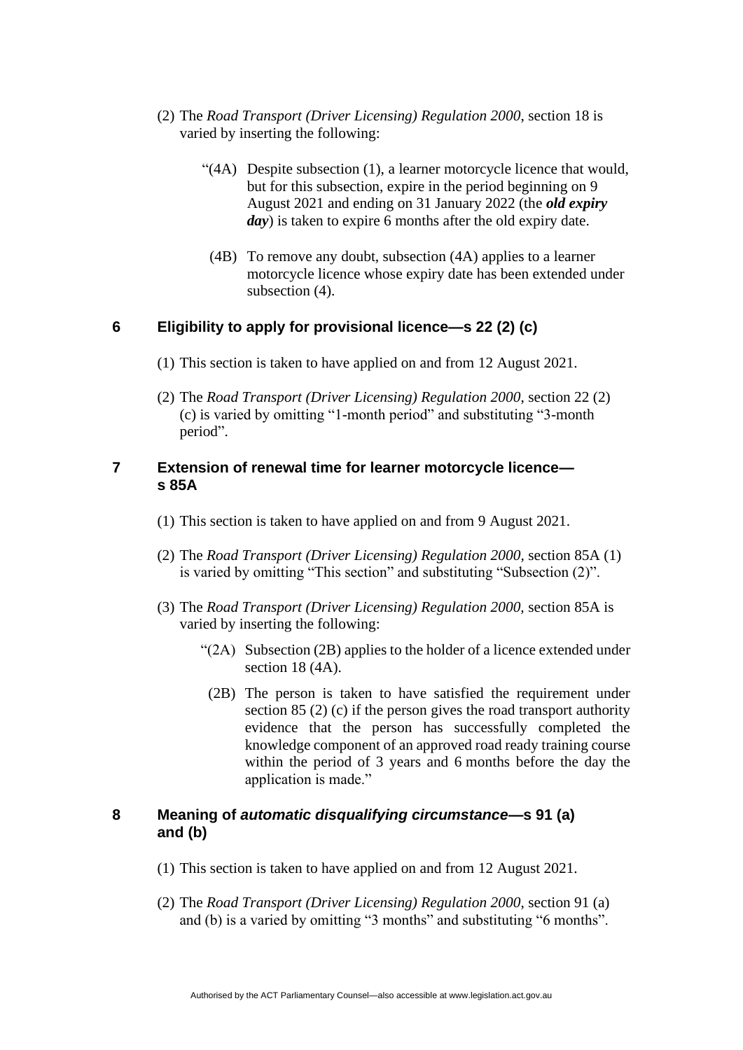(2) The *Road Transport (Driver Licensing) Regulation 2000*, section 18 is varied by inserting the following:

> "(4A) Despite subsection (1), a learner motorcycle licence that would, but for this subsection, expire in the period beginning on 9 August 2021 and ending on 31 January 2022 (the ***old expiry day***) is taken to expire 6 months after the old expiry date.
>
> (4B) To remove any doubt, subsection (4A) applies to a learner motorcycle licence whose expiry date has been extended under subsection (4).

## 6 Eligibility to apply for provisional licence—s 22 (2) (c)

(1) This section is taken to have applied on and from 12 August 2021.

(2) The *Road Transport (Driver Licensing) Regulation 2000*, section 22 (2) (c) is varied by omitting "1-month period" and substituting "3-month period".

## 7 Extension of renewal time for learner motorcycle licence—s 85A

(1) This section is taken to have applied on and from 9 August 2021.

(2) The *Road Transport (Driver Licensing) Regulation 2000*, section 85A (1) is varied by omitting "This section" and substituting "Subsection (2)".

(3) The *Road Transport (Driver Licensing) Regulation 2000*, section 85A is varied by inserting the following:

> "(2A) Subsection (2B) applies to the holder of a licence extended under section 18 (4A).
>
> (2B) The person is taken to have satisfied the requirement under section 85 (2) (c) if the person gives the road transport authority evidence that the person has successfully completed the knowledge component of an approved road ready training course within the period of 3 years and 6 months before the day the application is made."

## 8 Meaning of *automatic disqualifying circumstance*—s 91 (a) and (b)

(1) This section is taken to have applied on and from 12 August 2021.

(2) The *Road Transport (Driver Licensing) Regulation 2000*, section 91 (a) and (b) is a varied by omitting "3 months" and substituting "6 months".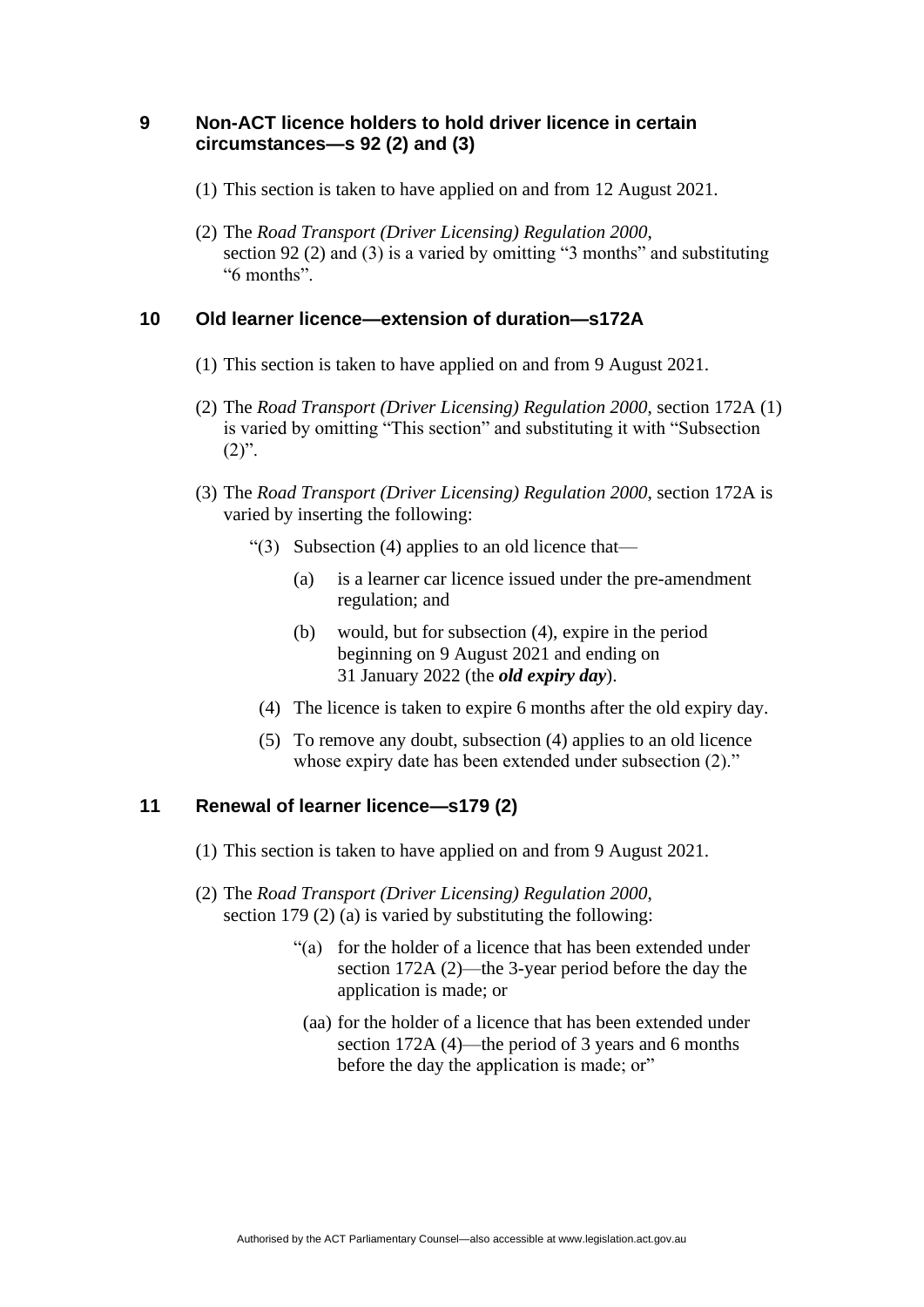## 9 Non-ACT licence holders to hold driver licence in certain circumstances—s 92 (2) and (3)

(1) This section is taken to have applied on and from 12 August 2021.

(2) The *Road Transport (Driver Licensing) Regulation 2000*, section 92 (2) and (3) is a varied by omitting "3 months" and substituting "6 months".

## 10 Old learner licence—extension of duration—s172A

(1) This section is taken to have applied on and from 9 August 2021.

(2) The *Road Transport (Driver Licensing) Regulation 2000*, section 172A (1) is varied by omitting "This section" and substituting it with "Subsection (2)".

(3) The *Road Transport (Driver Licensing) Regulation 2000*, section 172A is varied by inserting the following:

"(3) Subsection (4) applies to an old licence that—

(a) is a learner car licence issued under the pre-amendment regulation; and

(b) would, but for subsection (4), expire in the period beginning on 9 August 2021 and ending on 31 January 2022 (the ***old expiry day***).

(4) The licence is taken to expire 6 months after the old expiry day.

(5) To remove any doubt, subsection (4) applies to an old licence whose expiry date has been extended under subsection (2)."

## 11 Renewal of learner licence—s179 (2)

(1) This section is taken to have applied on and from 9 August 2021.

(2) The *Road Transport (Driver Licensing) Regulation 2000*, section 179 (2) (a) is varied by substituting the following:

"(a) for the holder of a licence that has been extended under section 172A (2)—the 3-year period before the day the application is made; or

(aa) for the holder of a licence that has been extended under section 172A (4)—the period of 3 years and 6 months before the day the application is made; or"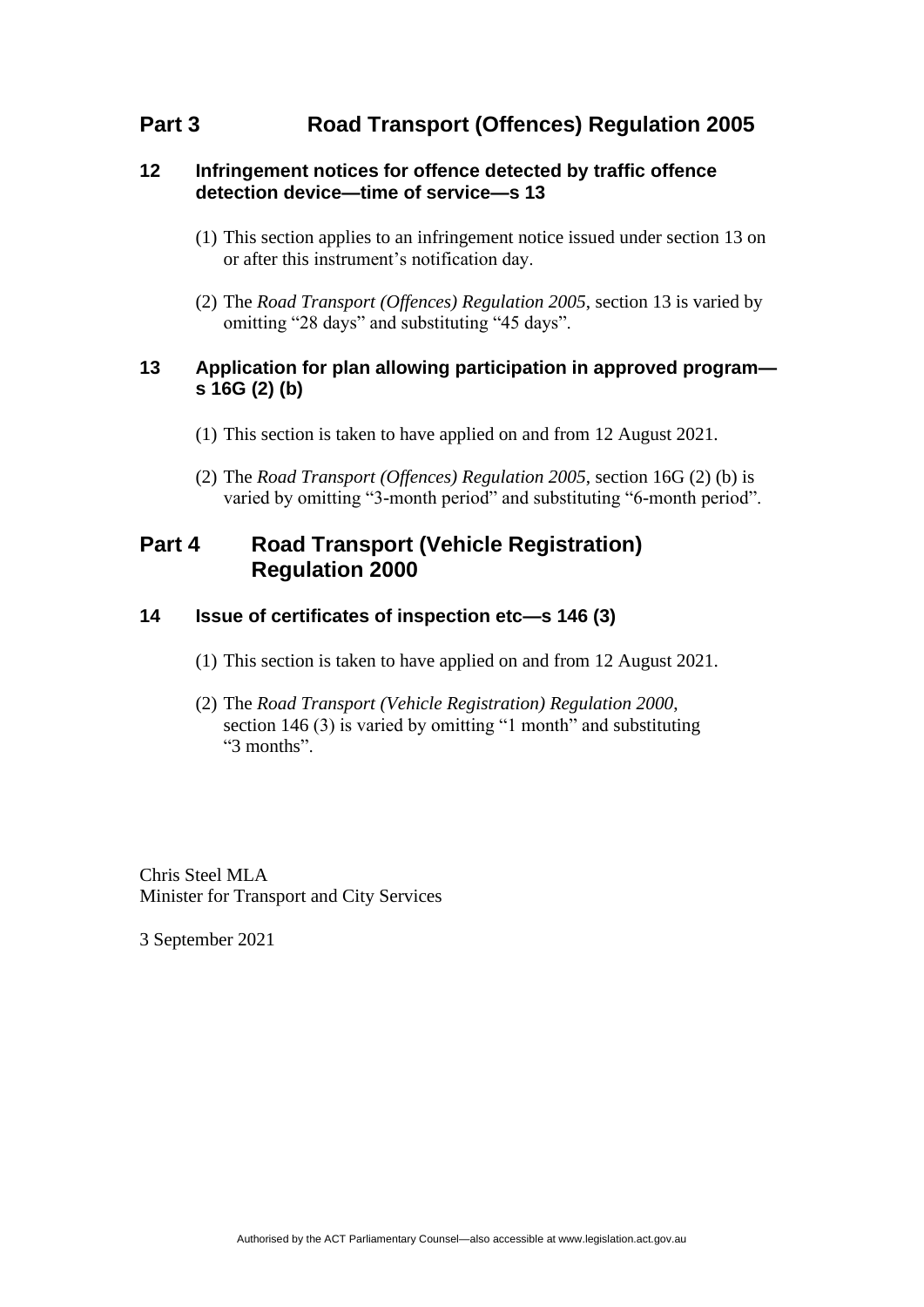## Part 3 Road Transport (Offences) Regulation 2005

### 12 Infringement notices for offence detected by traffic offence detection device—time of service—s 13

(1) This section applies to an infringement notice issued under section 13 on or after this instrument's notification day.

(2) The *Road Transport (Offences) Regulation 2005*, section 13 is varied by omitting "28 days" and substituting "45 days".

### 13 Application for plan allowing participation in approved program—s 16G (2) (b)

(1) This section is taken to have applied on and from 12 August 2021.

(2) The *Road Transport (Offences) Regulation 2005*, section 16G (2) (b) is varied by omitting "3-month period" and substituting "6-month period".

## Part 4 Road Transport (Vehicle Registration) Regulation 2000

### 14 Issue of certificates of inspection etc—s 146 (3)

(1) This section is taken to have applied on and from 12 August 2021.

(2) The *Road Transport (Vehicle Registration) Regulation 2000*, section 146 (3) is varied by omitting "1 month" and substituting "3 months".

Chris Steel MLA
Minister for Transport and City Services

3 September 2021